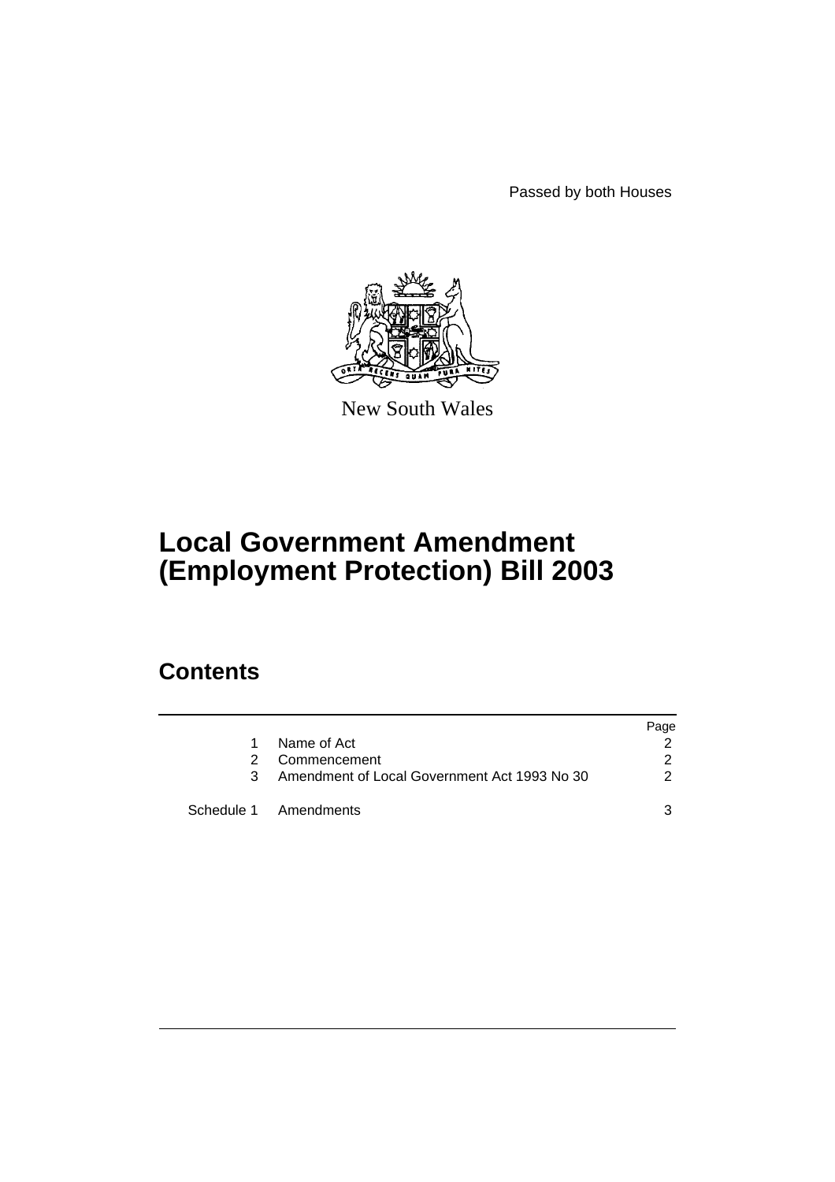Passed by both Houses

New South Wales

# Local Government Amendment (Employment Protection) Bill 2003

## Contents

| | | Page |
|---|---|---|
| 1 | Name of Act | 2 |
| 2 | Commencement | 2 |
| 3 | Amendment of Local Government Act 1993 No 30 | 2 |
| Schedule 1 | Amendments | 3 |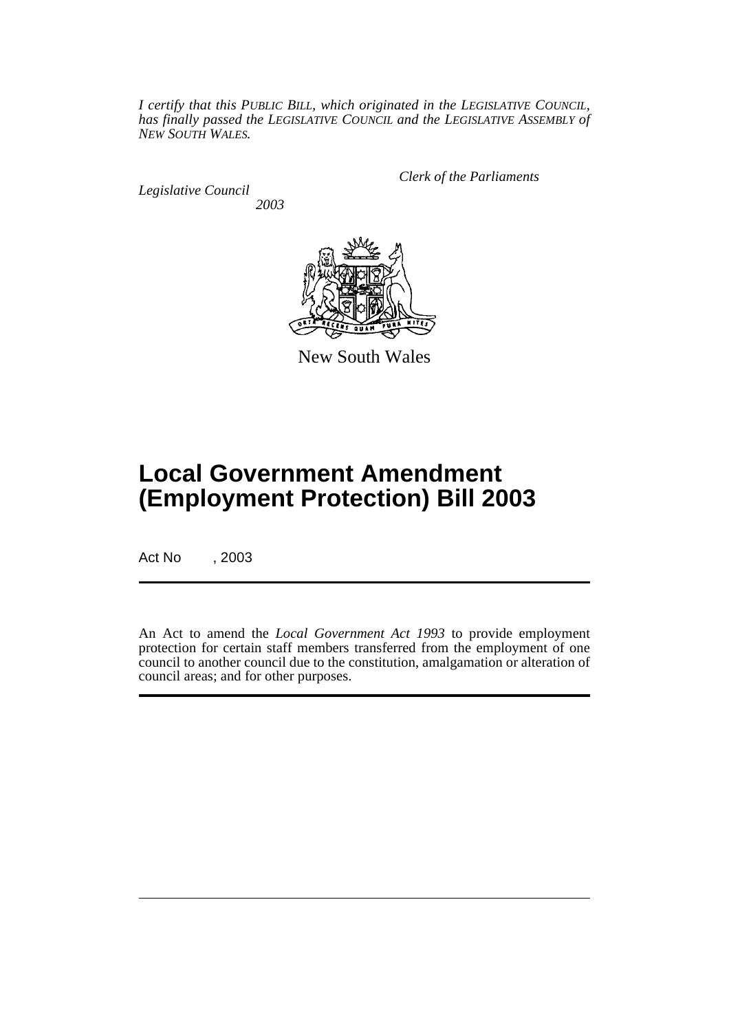*I certify that this PUBLIC BILL, which originated in the LEGISLATIVE COUNCIL, has finally passed the LEGISLATIVE COUNCIL and the LEGISLATIVE ASSEMBLY of NEW SOUTH WALES.*

*Clerk of the Parliaments*

*Legislative Council*

*2003*

New South Wales

# Local Government Amendment (Employment Protection) Bill 2003

Act No , 2003

An Act to amend the *Local Government Act 1993* to provide employment protection for certain staff members transferred from the employment of one council to another council due to the constitution, amalgamation or alteration of council areas; and for other purposes.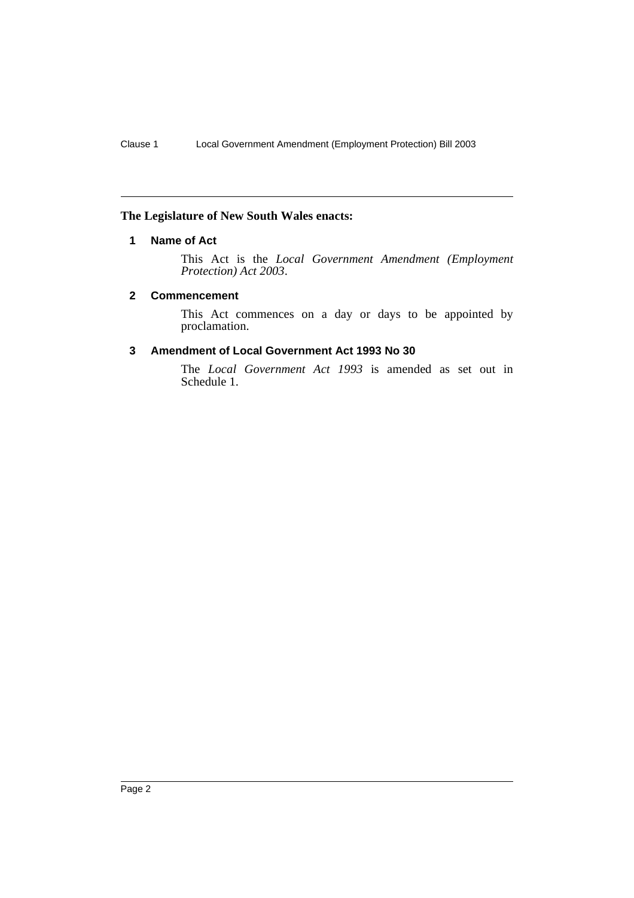**The Legislature of New South Wales enacts:**

## 1 Name of Act

This Act is the *Local Government Amendment (Employment Protection) Act 2003*.

## 2 Commencement

This Act commences on a day or days to be appointed by proclamation.

## 3 Amendment of Local Government Act 1993 No 30

The *Local Government Act 1993* is amended as set out in Schedule 1.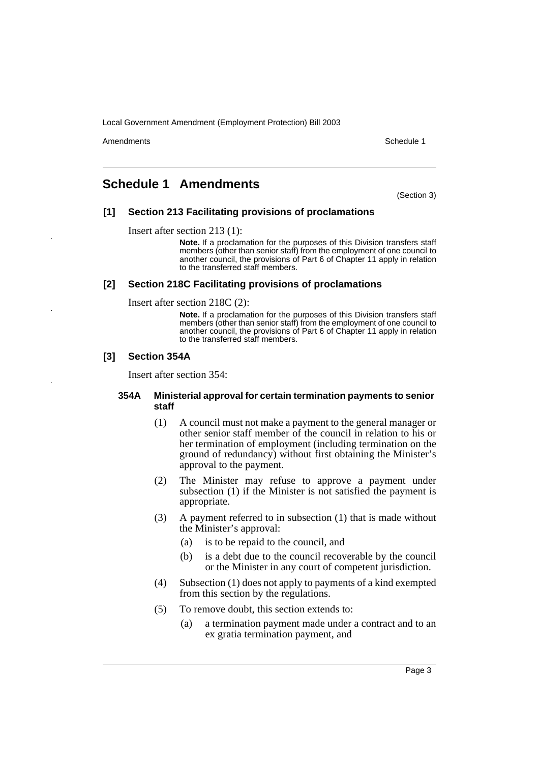# Schedule 1 Amendments

(Section 3)

## [1] Section 213 Facilitating provisions of proclamations

Insert after section 213 (1):

**Note.** If a proclamation for the purposes of this Division transfers staff members (other than senior staff) from the employment of one council to another council, the provisions of Part 6 of Chapter 11 apply in relation to the transferred staff members.

## [2] Section 218C Facilitating provisions of proclamations

Insert after section 218C (2):

**Note.** If a proclamation for the purposes of this Division transfers staff members (other than senior staff) from the employment of one council to another council, the provisions of Part 6 of Chapter 11 apply in relation to the transferred staff members.

## [3] Section 354A

Insert after section 354:

### 354A Ministerial approval for certain termination payments to senior staff

(1) A council must not make a payment to the general manager or other senior staff member of the council in relation to his or her termination of employment (including termination on the ground of redundancy) without first obtaining the Minister's approval to the payment.

(2) The Minister may refuse to approve a payment under subsection (1) if the Minister is not satisfied the payment is appropriate.

(3) A payment referred to in subsection (1) that is made without the Minister's approval:

- (a) is to be repaid to the council, and
- (b) is a debt due to the council recoverable by the council or the Minister in any court of competent jurisdiction.

(4) Subsection (1) does not apply to payments of a kind exempted from this section by the regulations.

(5) To remove doubt, this section extends to:

- (a) a termination payment made under a contract and to an ex gratia termination payment, and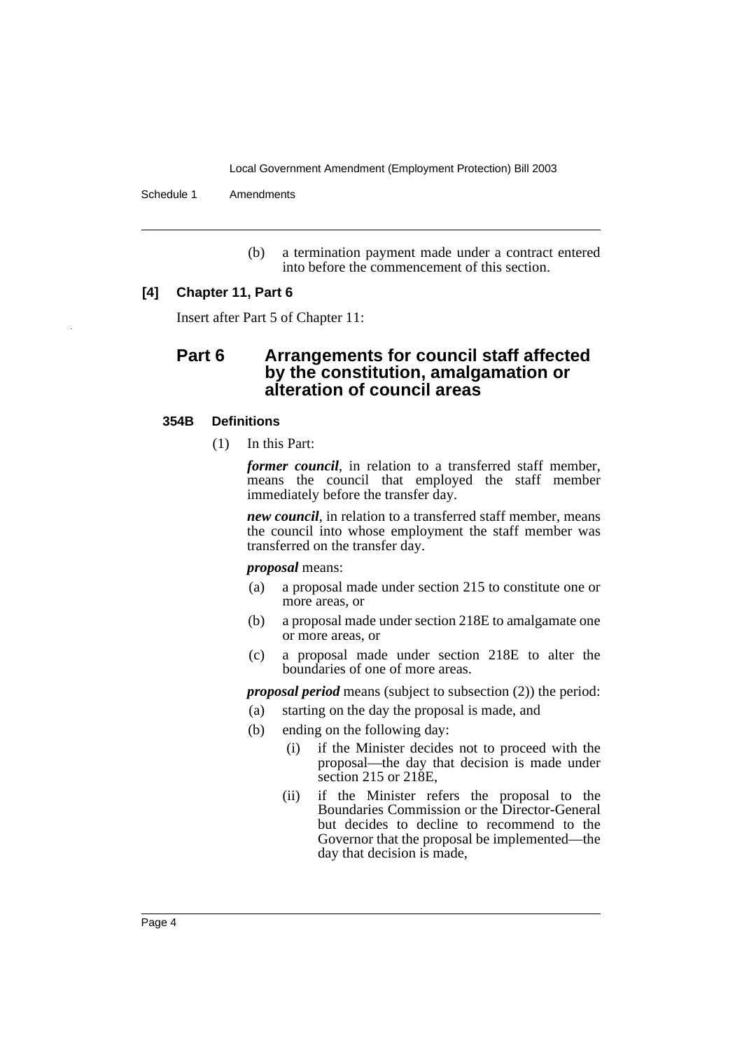(b) a termination payment made under a contract entered into before the commencement of this section.

**[4] Chapter 11, Part 6**

Insert after Part 5 of Chapter 11:

## Part 6 Arrangements for council staff affected by the constitution, amalgamation or alteration of council areas

### 354B Definitions

(1) In this Part:

***former council***, in relation to a transferred staff member, means the council that employed the staff member immediately before the transfer day.

***new council***, in relation to a transferred staff member, means the council into whose employment the staff member was transferred on the transfer day.

***proposal*** means:

- (a) a proposal made under section 215 to constitute one or more areas, or
- (b) a proposal made under section 218E to amalgamate one or more areas, or
- (c) a proposal made under section 218E to alter the boundaries of one of more areas.

***proposal period*** means (subject to subsection (2)) the period:

- (a) starting on the day the proposal is made, and
- (b) ending on the following day:
  - (i) if the Minister decides not to proceed with the proposal—the day that decision is made under section 215 or 218E,
  - (ii) if the Minister refers the proposal to the Boundaries Commission or the Director-General but decides to decline to recommend to the Governor that the proposal be implemented—the day that decision is made,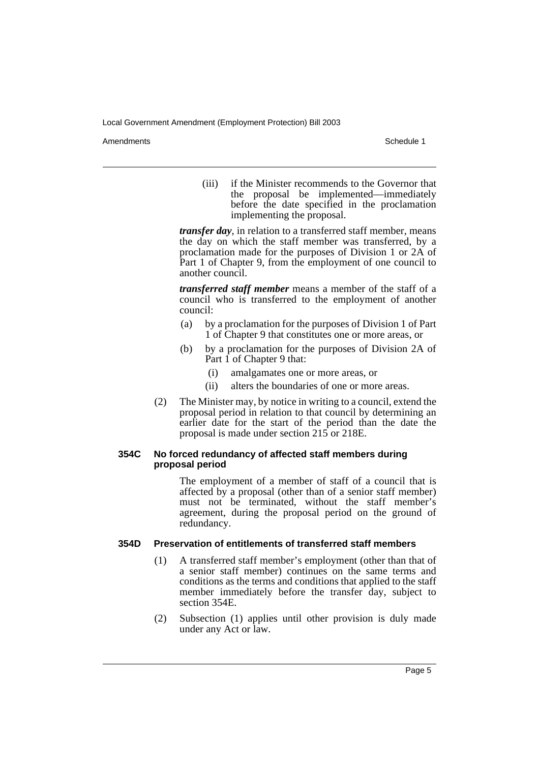(iii) if the Minister recommends to the Governor that the proposal be implemented—immediately before the date specified in the proclamation implementing the proposal.

***transfer day***, in relation to a transferred staff member, means the day on which the staff member was transferred, by a proclamation made for the purposes of Division 1 or 2A of Part 1 of Chapter 9, from the employment of one council to another council.

***transferred staff member*** means a member of the staff of a council who is transferred to the employment of another council:

(a) by a proclamation for the purposes of Division 1 of Part 1 of Chapter 9 that constitutes one or more areas, or

(b) by a proclamation for the purposes of Division 2A of Part 1 of Chapter 9 that:

(i) amalgamates one or more areas, or

(ii) alters the boundaries of one or more areas.

(2) The Minister may, by notice in writing to a council, extend the proposal period in relation to that council by determining an earlier date for the start of the period than the date the proposal is made under section 215 or 218E.

#### 354C No forced redundancy of affected staff members during proposal period

The employment of a member of staff of a council that is affected by a proposal (other than of a senior staff member) must not be terminated, without the staff member's agreement, during the proposal period on the ground of redundancy.

#### 354D Preservation of entitlements of transferred staff members

(1) A transferred staff member's employment (other than that of a senior staff member) continues on the same terms and conditions as the terms and conditions that applied to the staff member immediately before the transfer day, subject to section 354E.

(2) Subsection (1) applies until other provision is duly made under any Act or law.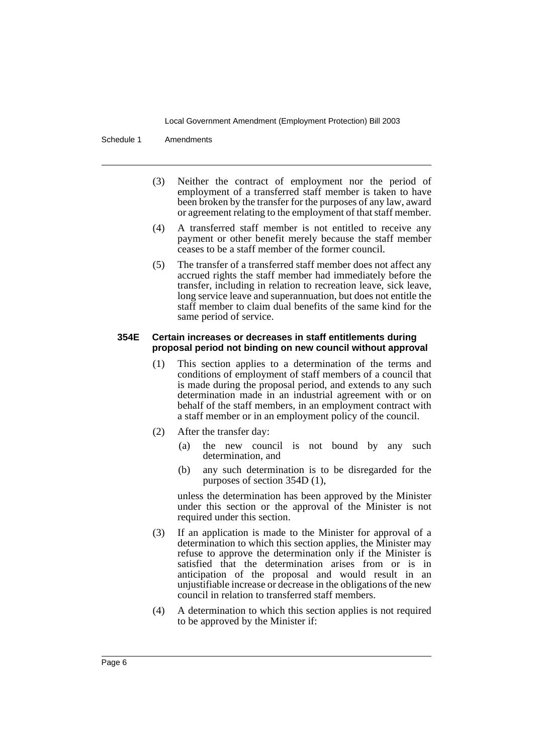(3) Neither the contract of employment nor the period of employment of a transferred staff member is taken to have been broken by the transfer for the purposes of any law, award or agreement relating to the employment of that staff member.

(4) A transferred staff member is not entitled to receive any payment or other benefit merely because the staff member ceases to be a staff member of the former council.

(5) The transfer of a transferred staff member does not affect any accrued rights the staff member had immediately before the transfer, including in relation to recreation leave, sick leave, long service leave and superannuation, but does not entitle the staff member to claim dual benefits of the same kind for the same period of service.

**354E Certain increases or decreases in staff entitlements during proposal period not binding on new council without approval**

(1) This section applies to a determination of the terms and conditions of employment of staff members of a council that is made during the proposal period, and extends to any such determination made in an industrial agreement with or on behalf of the staff members, in an employment contract with a staff member or in an employment policy of the council.

(2) After the transfer day:

(a) the new council is not bound by any such determination, and

(b) any such determination is to be disregarded for the purposes of section 354D (1),

unless the determination has been approved by the Minister under this section or the approval of the Minister is not required under this section.

(3) If an application is made to the Minister for approval of a determination to which this section applies, the Minister may refuse to approve the determination only if the Minister is satisfied that the determination arises from or is in anticipation of the proposal and would result in an unjustifiable increase or decrease in the obligations of the new council in relation to transferred staff members.

(4) A determination to which this section applies is not required to be approved by the Minister if: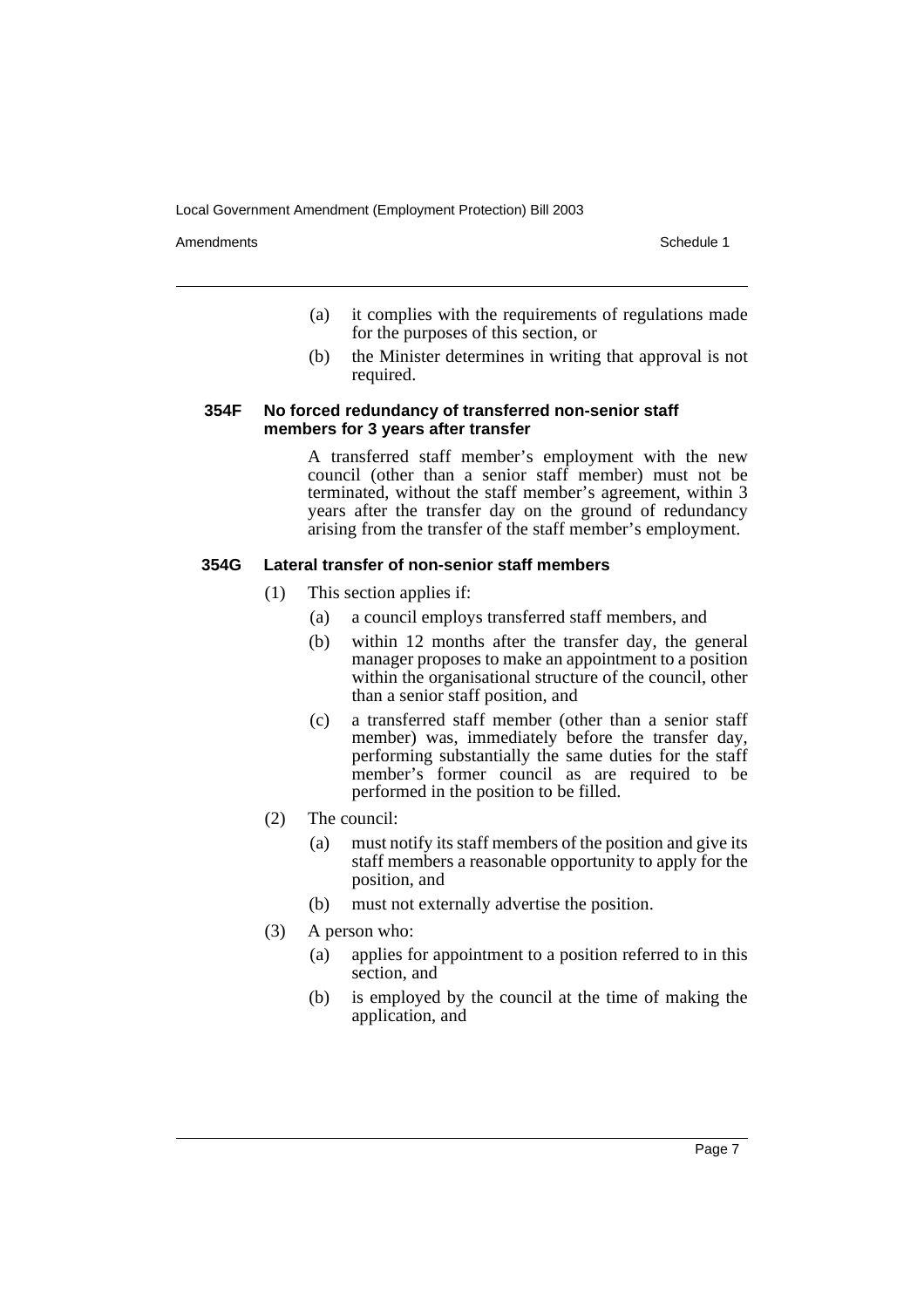(a) it complies with the requirements of regulations made for the purposes of this section, or

(b) the Minister determines in writing that approval is not required.

### 354F No forced redundancy of transferred non-senior staff members for 3 years after transfer

A transferred staff member's employment with the new council (other than a senior staff member) must not be terminated, without the staff member's agreement, within 3 years after the transfer day on the ground of redundancy arising from the transfer of the staff member's employment.

### 354G Lateral transfer of non-senior staff members

(1) This section applies if:

(a) a council employs transferred staff members, and

(b) within 12 months after the transfer day, the general manager proposes to make an appointment to a position within the organisational structure of the council, other than a senior staff position, and

(c) a transferred staff member (other than a senior staff member) was, immediately before the transfer day, performing substantially the same duties for the staff member's former council as are required to be performed in the position to be filled.

(2) The council:

(a) must notify its staff members of the position and give its staff members a reasonable opportunity to apply for the position, and

(b) must not externally advertise the position.

(3) A person who:

(a) applies for appointment to a position referred to in this section, and

(b) is employed by the council at the time of making the application, and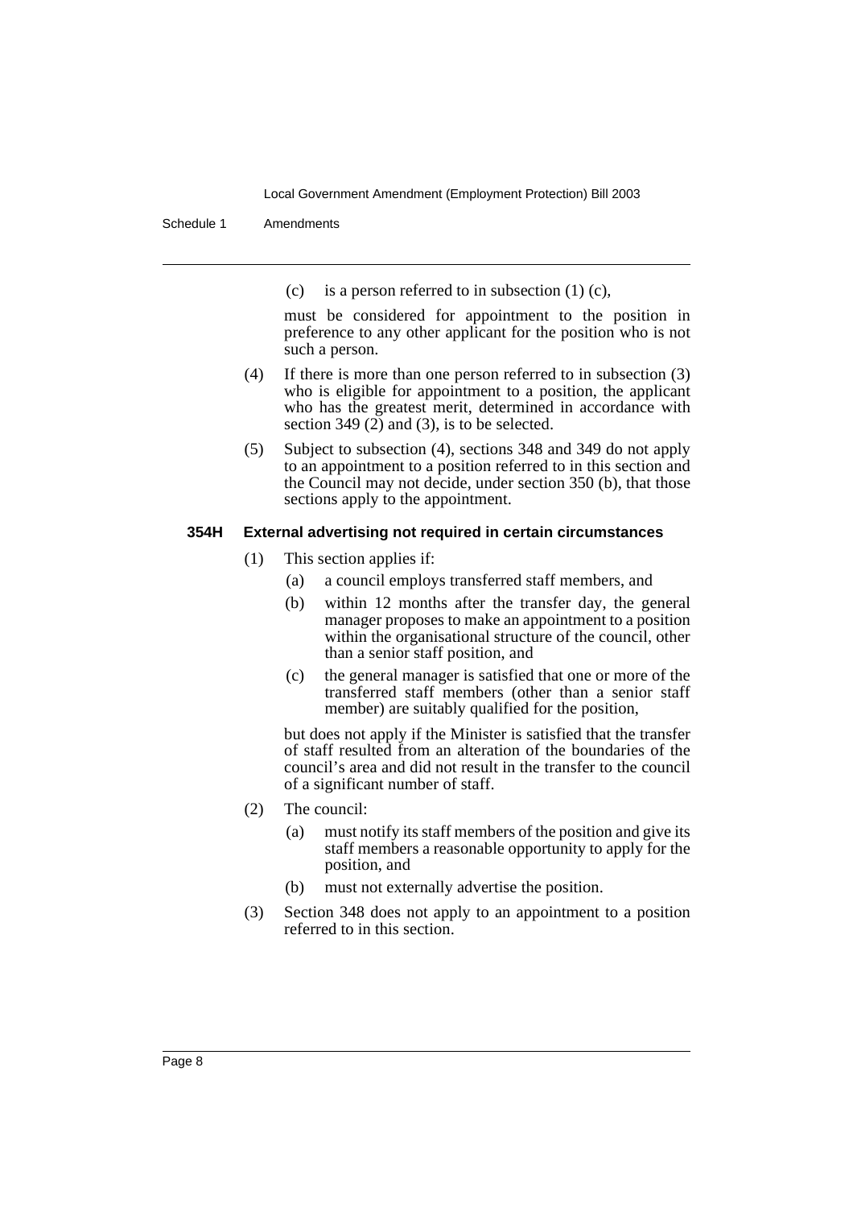(c) is a person referred to in subsection (1) (c),

must be considered for appointment to the position in preference to any other applicant for the position who is not such a person.

(4) If there is more than one person referred to in subsection (3) who is eligible for appointment to a position, the applicant who has the greatest merit, determined in accordance with section 349 (2) and (3), is to be selected.

(5) Subject to subsection (4), sections 348 and 349 do not apply to an appointment to a position referred to in this section and the Council may not decide, under section 350 (b), that those sections apply to the appointment.

**354H External advertising not required in certain circumstances**

(1) This section applies if:

(a) a council employs transferred staff members, and

(b) within 12 months after the transfer day, the general manager proposes to make an appointment to a position within the organisational structure of the council, other than a senior staff position, and

(c) the general manager is satisfied that one or more of the transferred staff members (other than a senior staff member) are suitably qualified for the position,

but does not apply if the Minister is satisfied that the transfer of staff resulted from an alteration of the boundaries of the council's area and did not result in the transfer to the council of a significant number of staff.

(2) The council:

(a) must notify its staff members of the position and give its staff members a reasonable opportunity to apply for the position, and

(b) must not externally advertise the position.

(3) Section 348 does not apply to an appointment to a position referred to in this section.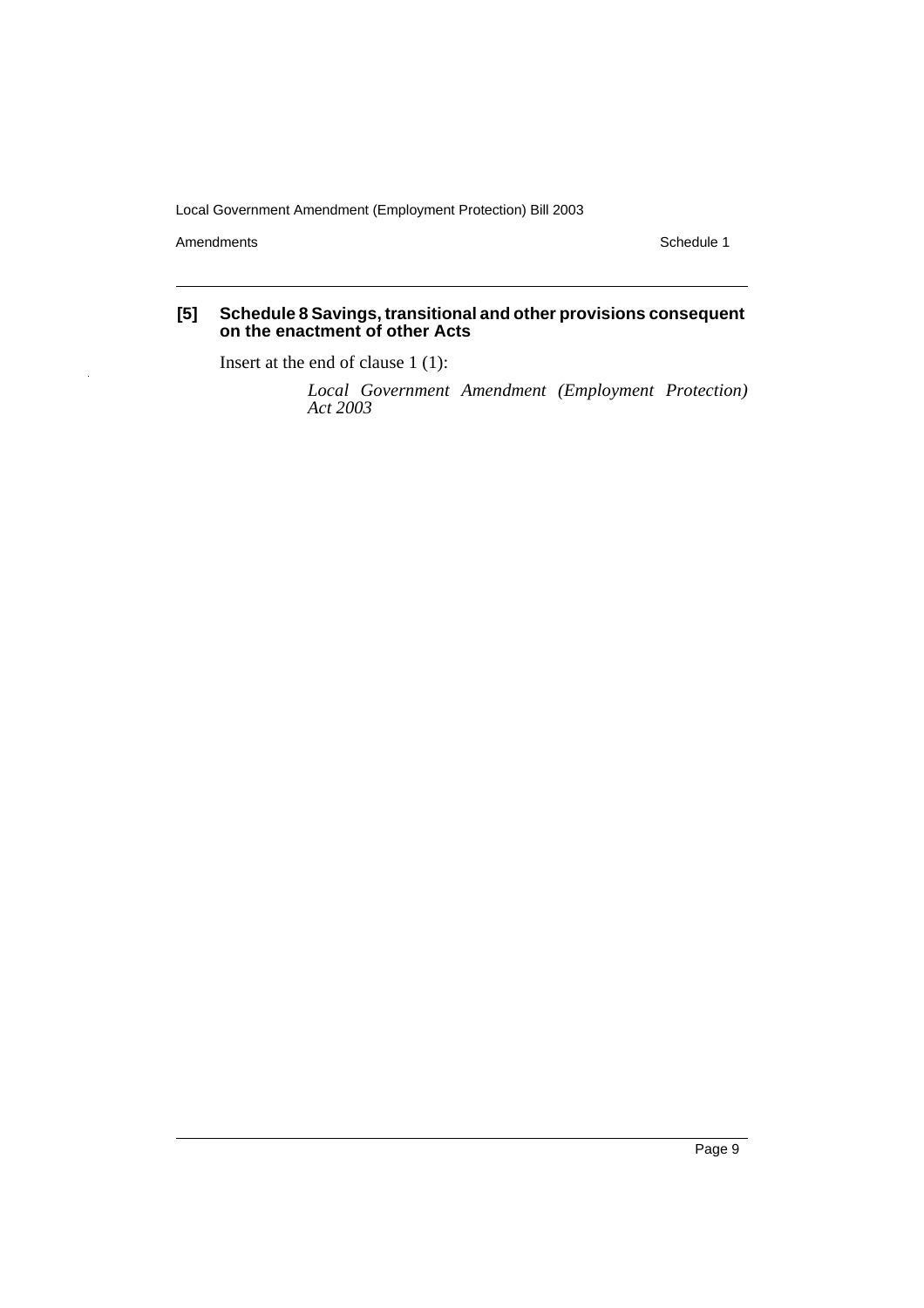**[5] Schedule 8 Savings, transitional and other provisions consequent on the enactment of other Acts**

Insert at the end of clause 1 (1):

*Local Government Amendment (Employment Protection) Act 2003*